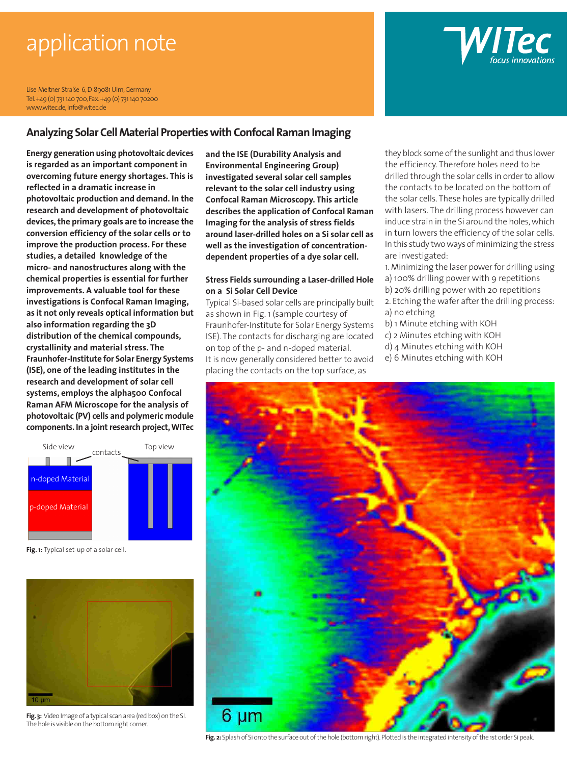application note

Lise-Meitner-Straße 6, D-89081 Ulm, Germany
Tel. +49 (0) 731 140 700, Fax. +49 (0) 731 140 70200
www.witec.de, info@witec.de

# Analyzing Solar Cell Material Properties with Confocal Raman Imaging

**Energy generation using photovoltaic devices is regarded as an important component in overcoming future energy shortages. This is reflected in a dramatic increase in photovoltaic production and demand. In the research and development of photovoltaic devices, the primary goals are to increase the conversion efficiency of the solar cells or to improve the production process. For these studies, a detailed knowledge of the micro- and nanostructures along with the chemical properties is essential for further improvements. A valuable tool for these investigations is Confocal Raman Imaging, as it not only reveals optical information but also information regarding the 3D distribution of the chemical compounds, crystallinity and material stress. The Fraunhofer-Institute for Solar Energy Systems (ISE), one of the leading institutes in the research and development of solar cell systems, employs the alpha500 Confocal Raman AFM Microscope for the analysis of photovoltaic (PV) cells and polymeric module components. In a joint research project, WITec and the ISE (Durability Analysis and Environmental Engineering Group) investigated several solar cell samples relevant to the solar cell industry using Confocal Raman Microscopy. This article describes the application of Confocal Raman Imaging for the analysis of stress fields around laser-drilled holes on a Si solar cell as well as the investigation of concentration-dependent properties of a dye solar cell.**

## Stress Fields surrounding a Laser-drilled Hole on a Si Solar Cell Device

Typical Si-based solar cells are principally built as shown in Fig. 1 (sample courtesy of Fraunhofer-Institute for Solar Energy Systems ISE). The contacts for discharging are located on top of the p- and n-doped material. It is now generally considered better to avoid placing the contacts on the top surface, as they block some of the sunlight and thus lower the efficiency. Therefore holes need to be drilled through the solar cells in order to allow the contacts to be located on the bottom of the solar cells. These holes are typically drilled with lasers. The drilling process however can induce strain in the Si around the holes, which in turn lowers the efficiency of the solar cells. In this study two ways of minimizing the stress are investigated:

1. Minimizing the laser power for drilling using
   a) 100% drilling power with 9 repetitions
   b) 20% drilling power with 20 repetitions
2. Etching the wafer after the drilling process:
   a) no etching
   b) 1 Minute etching with KOH
   c) 2 Minutes etching with KOH
   d) 4 Minutes etching with KOH
   e) 6 Minutes etching with KOH

Side view — contacts — Top view; n-doped Material; p-doped Material

**Fig. 1:** Typical set-up of a solar cell.

**Fig. 2:** Splash of Si onto the surface out of the hole (bottom right). Plotted is the integrated intensity of the 1st order Si peak.

**Fig. 3:** Video Image of a typical scan area (red box) on the Si. The hole is visible on the bottom right corner.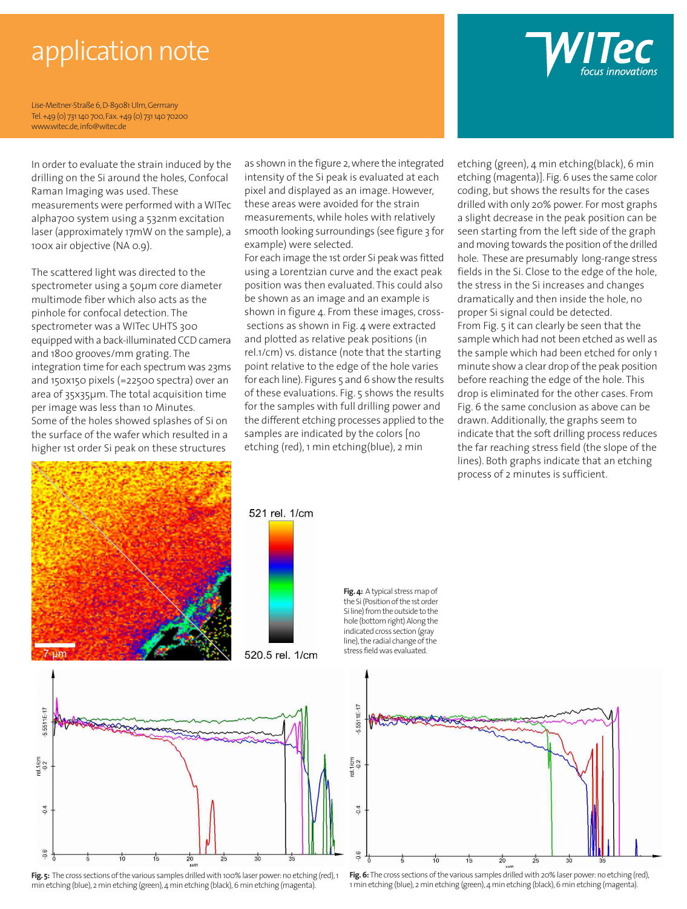In order to evaluate the strain induced by the drilling on the Si around the holes, Confocal Raman Imaging was used. These measurements were performed with a WITec alpha700 system using a 532nm excitation laser (approximately 17mW on the sample), a 100x air objective (NA 0.9).

The scattered light was directed to the spectrometer using a 50µm core diameter multimode fiber which also acts as the pinhole for confocal detection. The spectrometer was a WITec UHTS 300 equipped with a back-illuminated CCD camera and 1800 grooves/mm grating. The integration time for each spectrum was 23ms and 150x150 pixels (=22500 spectra) over an area of 35x35µm. The total acquisition time per image was less than 10 Minutes.
Some of the holes showed splashes of Si on the surface of the wafer which resulted in a higher 1st order Si peak on these structures as shown in the figure 2, where the integrated intensity of the Si peak is evaluated at each pixel and displayed as an image. However, these areas were avoided for the strain measurements, while holes with relatively smooth looking surroundings (see figure 3 for example) were selected.
For each image the 1st order Si peak was fitted using a Lorentzian curve and the exact peak position was then evaluated. This could also be shown as an image and an example is shown in figure 4. From these images, cross-sections as shown in Fig. 4 were extracted and plotted as relative peak positions (in rel.1/cm) vs. distance (note that the starting point relative to the edge of the hole varies for each line). Figures 5 and 6 show the results of these evaluations. Fig. 5 shows the results for the samples with full drilling power and the different etching processes applied to the samples are indicated by the colors [no etching (red), 1 min etching(blue), 2 min etching (green), 4 min etching(black), 6 min etching (magenta)]. Fig. 6 uses the same color coding, but shows the results for the cases drilled with only 20% power. For most graphs a slight decrease in the peak position can be seen starting from the left side of the graph and moving towards the position of the drilled hole. These are presumably long-range stress fields in the Si. Close to the edge of the hole, the stress in the Si increases and changes dramatically and then inside the hole, no proper Si signal could be detected.
From Fig. 5 it can clearly be seen that the sample which had not been etched as well as the sample which had been etched for only 1 minute show a clear drop of the peak position before reaching the edge of the hole. This drop is eliminated for the other cases. From Fig. 6 the same conclusion as above can be drawn. Additionally, the graphs seem to indicate that the soft drilling process reduces the far reaching stress field (the slope of the lines). Both graphs indicate that an etching process of 2 minutes is sufficient.

**Fig. 4:** A typical stress map of the Si (Position of the 1st order Si line) from the outside to the hole (bottom right) Along the indicated cross section (gray line), the radial change of the stress field was evaluated.

**Fig. 5:** The cross sections of the various samples drilled with 100% laser power: no etching (red), 1 min etching (blue), 2 min etching (green), 4 min etching (black), 6 min etching (magenta).

**Fig. 6:** The cross sections of the various samples drilled with 20% laser power: no etching (red), 1 min etching (blue), 2 min etching (green), 4 min etching (black), 6 min etching (magenta).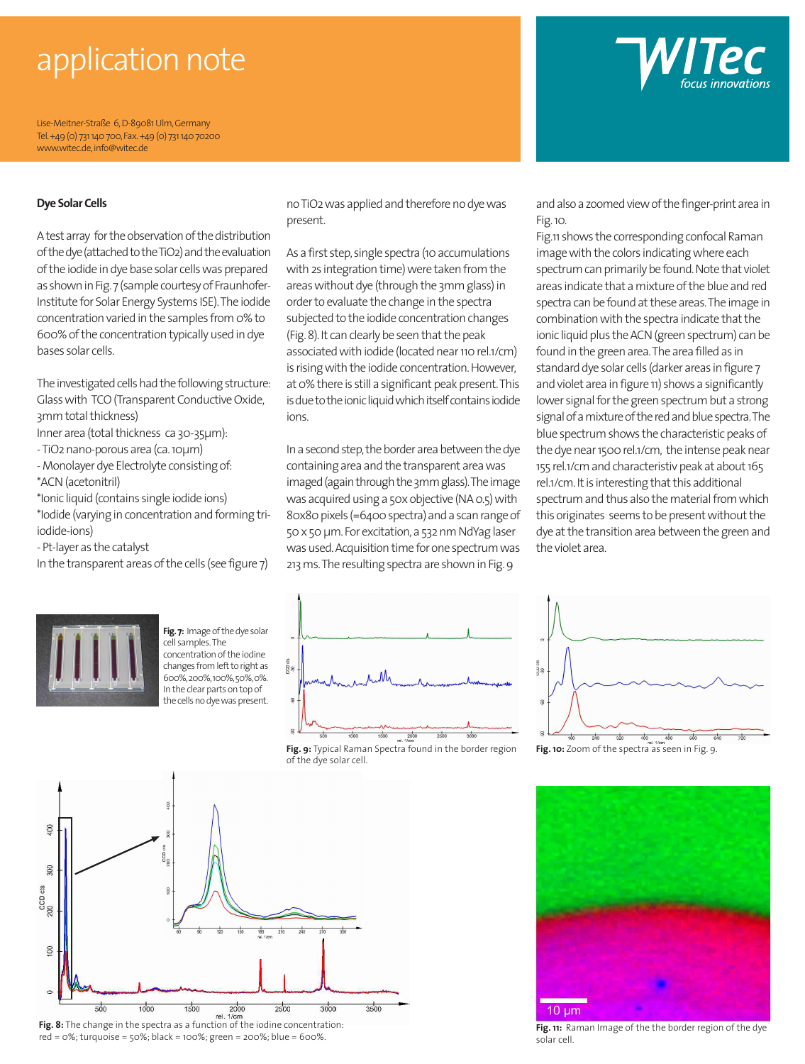# application note

Lise-Meitner-Straße 6, D-89081 Ulm, Germany
Tel. +49 (0) 731 140 700, Fax. +49 (0) 731 140 70200
www.witec.de, info@witec.de

WITec focus innovations

## Dye Solar Cells

A test array for the observation of the distribution of the dye (attached to the $TiO_2$) and the evaluation of the iodide in dye base solar cells was prepared as shown in Fig. 7 (sample courtesy of Fraunhofer-Institute for Solar Energy Systems ISE). The iodide concentration varied in the samples from 0% to 600% of the concentration typically used in dye bases solar cells.

The investigated cells had the following structure:
Glass with TCO (Transparent Conductive Oxide, 3mm total thickness)
Inner area (total thickness ca 30-35µm):
- $TiO_2$ nano-porous area (ca. 10µm)
- Monolayer dye Electrolyte consisting of:
*ACN (acetonitril)
*Ionic liquid (contains single iodide ions)
*Iodide (varying in concentration and forming tri-iodide-ions)
- Pt-layer as the catalyst

In the transparent areas of the cells (see figure 7) no $TiO_2$ was applied and therefore no dye was present.

As a first step, single spectra (10 accumulations with 2s integration time) were taken from the areas without dye (through the 3mm glass) in order to evaluate the change in the spectra subjected to the iodide concentration changes (Fig. 8). It can clearly be seen that the peak associated with iodide (located near 110 rel.1/cm) is rising with the iodide concentration. However, at 0% there is still a significant peak present. This is due to the ionic liquid which itself contains iodide ions.

In a second step, the border area between the dye containing area and the transparent area was imaged (again through the 3mm glass). The image was acquired using a 50x objective (NA 0.5) with 80x80 pixels (=6400 spectra) and a scan range of 50 x 50 µm. For excitation, a 532 nm NdYag laser was used. Acquisition time for one spectrum was 213 ms. The resulting spectra are shown in Fig. 9 and also a zoomed view of the finger-print area in Fig. 10.

Fig. 11 shows the corresponding confocal Raman image with the colors indicating where each spectrum can primarily be found. Note that violet areas indicate that a mixture of the blue and red spectra can be found at these areas. The image in combination with the spectra indicate that the ionic liquid plus the ACN (green spectrum) can be found in the green area. The area filled as in standard dye solar cells (darker areas in figure 7 and violet area in figure 11) shows a significantly lower signal for the green spectrum but a strong signal of a mixture of the red and blue spectra. The blue spectrum shows the characteristic peaks of the dye near 1500 rel.1/cm, the intense peak near 155 rel.1/cm and characteristiv peak at about 165 rel.1/cm. It is interesting that this additional spectrum and thus also the material from which this originates seems to be present without the dye at the transition area between the green and the violet area.

**Fig. 7:** Image of the dye solar cell samples. The concentration of the iodine changes from left to right as 600%, 200%, 100%, 50%, 0%. In the clear parts on top of the cells no dye was present.

**Fig. 9:** Typical Raman Spectra found in the border region of the dye solar cell.

**Fig. 10:** Zoom of the spectra as seen in Fig. 9.

**Fig. 8:** The change in the spectra as a function of the iodine concentration: red = 0%; turquoise = 50%; black = 100%; green = 200%; blue = 600%.

10 µm

**Fig. 11:** Raman Image of the the border region of the dye solar cell.